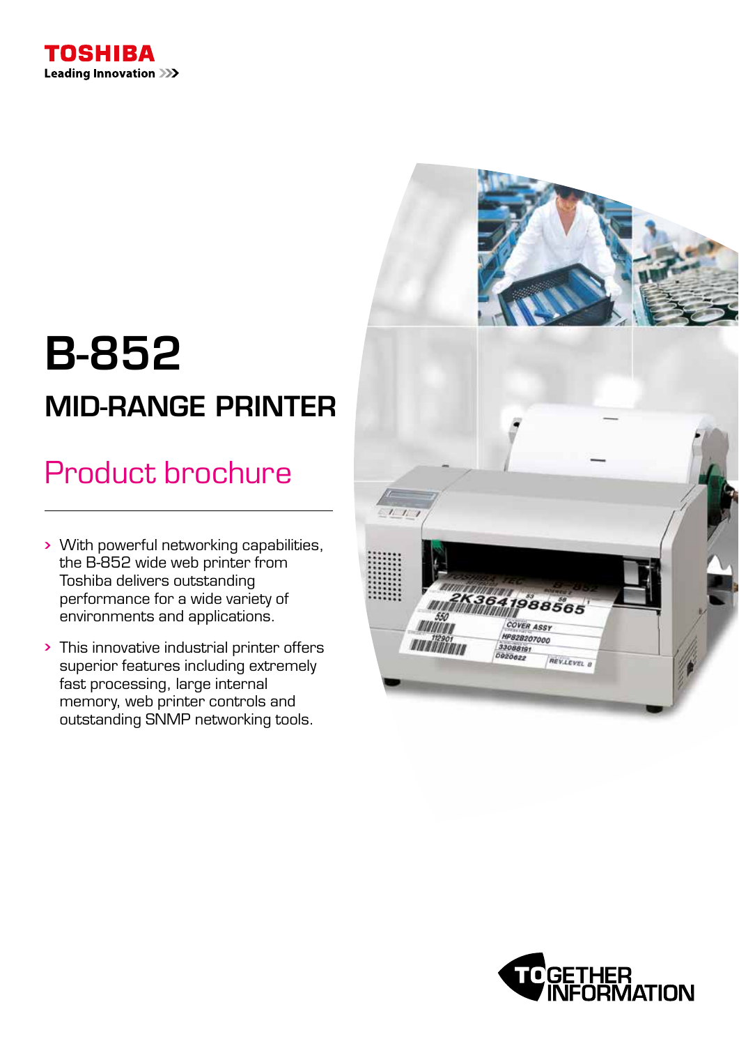TOSHIBA

Leading Innovation >>>

# B-852

## MID-RANGE PRINTER

## Product brochure

- With powerful networking capabilities, the B-852 wide web printer from Toshiba delivers outstanding performance for a wide variety of environments and applications.
- This innovative industrial printer offers superior features including extremely fast processing, large internal memory, web printer controls and outstanding SNMP networking tools.

TOGETHER INFORMATION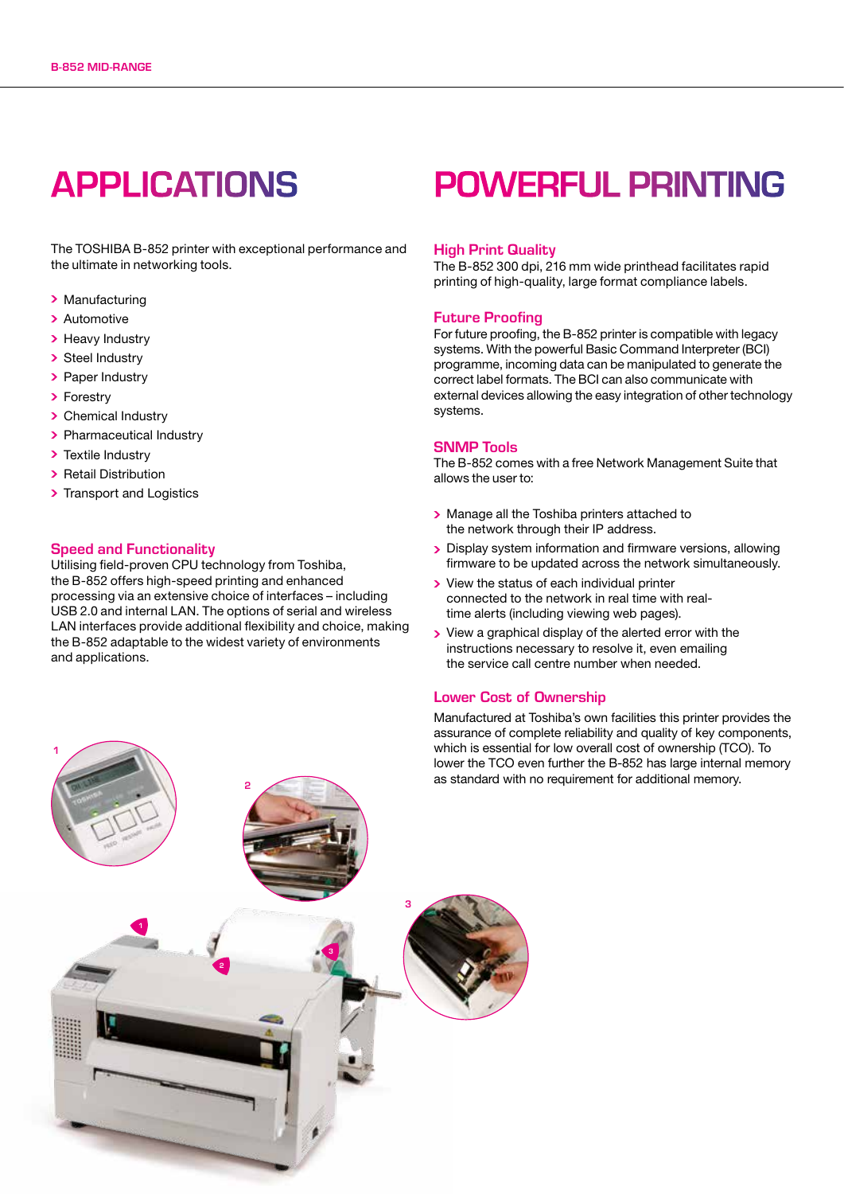# APPLICATIONS

The TOSHIBA B-852 printer with exceptional performance and the ultimate in networking tools.

- Manufacturing
- Automotive
- Heavy Industry
- Steel Industry
- Paper Industry
- Forestry
- Chemical Industry
- Pharmaceutical Industry
- Textile Industry
- Retail Distribution
- Transport and Logistics

## Speed and Functionality

Utilising field-proven CPU technology from Toshiba, the B-852 offers high-speed printing and enhanced processing via an extensive choice of interfaces – including USB 2.0 and internal LAN. The options of serial and wireless LAN interfaces provide additional flexibility and choice, making the B-852 adaptable to the widest variety of environments and applications.

# POWERFUL PRINTING

## High Print Quality

The B-852 300 dpi, 216 mm wide printhead facilitates rapid printing of high-quality, large format compliance labels.

## Future Proofing

For future proofing, the B-852 printer is compatible with legacy systems. With the powerful Basic Command Interpreter (BCI) programme, incoming data can be manipulated to generate the correct label formats. The BCI can also communicate with external devices allowing the easy integration of other technology systems.

## SNMP Tools

The B-852 comes with a free Network Management Suite that allows the user to:

- Manage all the Toshiba printers attached to the network through their IP address.
- Display system information and firmware versions, allowing firmware to be updated across the network simultaneously.
- View the status of each individual printer connected to the network in real time with real-time alerts (including viewing web pages).
- View a graphical display of the alerted error with the instructions necessary to resolve it, even emailing the service call centre number when needed.

## Lower Cost of Ownership

Manufactured at Toshiba's own facilities this printer provides the assurance of complete reliability and quality of key components, which is essential for low overall cost of ownership (TCO). To lower the TCO even further the B-852 has large internal memory as standard with no requirement for additional memory.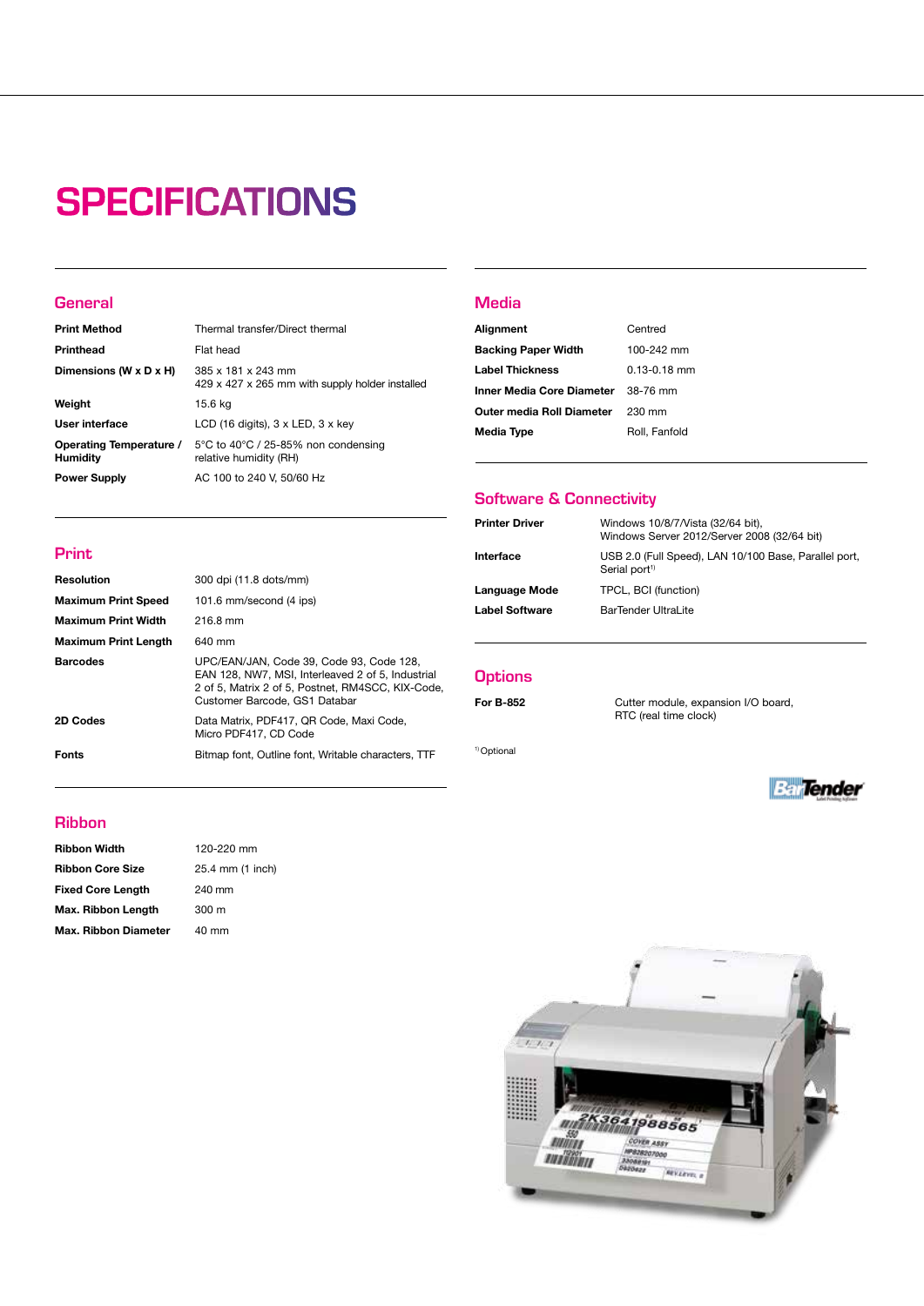# SPECIFICATIONS

## General

| | |
|---|---|
| **Print Method** | Thermal transfer/Direct thermal |
| **Printhead** | Flat head |
| **Dimensions (W x D x H)** | 385 x 181 x 243 mm<br>429 x 427 x 265 mm with supply holder installed |
| **Weight** | 15.6 kg |
| **User interface** | LCD (16 digits), 3 x LED, 3 x key |
| **Operating Temperature / Humidity** | 5°C to 40°C / 25-85% non condensing relative humidity (RH) |
| **Power Supply** | AC 100 to 240 V, 50/60 Hz |

## Print

| | |
|---|---|
| **Resolution** | 300 dpi (11.8 dots/mm) |
| **Maximum Print Speed** | 101.6 mm/second (4 ips) |
| **Maximum Print Width** | 216.8 mm |
| **Maximum Print Length** | 640 mm |
| **Barcodes** | UPC/EAN/JAN, Code 39, Code 93, Code 128, EAN 128, NW7, MSI, Interleaved 2 of 5, Industrial 2 of 5, Matrix 2 of 5, Postnet, RM4SCC, KIX-Code, Customer Barcode, GS1 Databar |
| **2D Codes** | Data Matrix, PDF417, QR Code, Maxi Code, Micro PDF417, CD Code |
| **Fonts** | Bitmap font, Outline font, Writable characters, TTF |

## Ribbon

| | |
|---|---|
| **Ribbon Width** | 120-220 mm |
| **Ribbon Core Size** | 25.4 mm (1 inch) |
| **Fixed Core Length** | 240 mm |
| **Max. Ribbon Length** | 300 m |
| **Max. Ribbon Diameter** | 40 mm |

## Media

| | |
|---|---|
| **Alignment** | Centred |
| **Backing Paper Width** | 100-242 mm |
| **Label Thickness** | 0.13-0.18 mm |
| **Inner Media Core Diameter** | 38-76 mm |
| **Outer media Roll Diameter** | 230 mm |
| **Media Type** | Roll, Fanfold |

## Software & Connectivity

| | |
|---|---|
| **Printer Driver** | Windows 10/8/7/Vista (32/64 bit), Windows Server 2012/Server 2008 (32/64 bit) |
| **Interface** | USB 2.0 (Full Speed), LAN 10/100 Base, Parallel port, Serial port[1] |
| **Language Mode** | TPCL, BCI (function) |
| **Label Software** | BarTender UltraLite |

## Options

| | |
|---|---|
| **For B-852** | Cutter module, expansion I/O board, RTC (real time clock) |

[1] Optional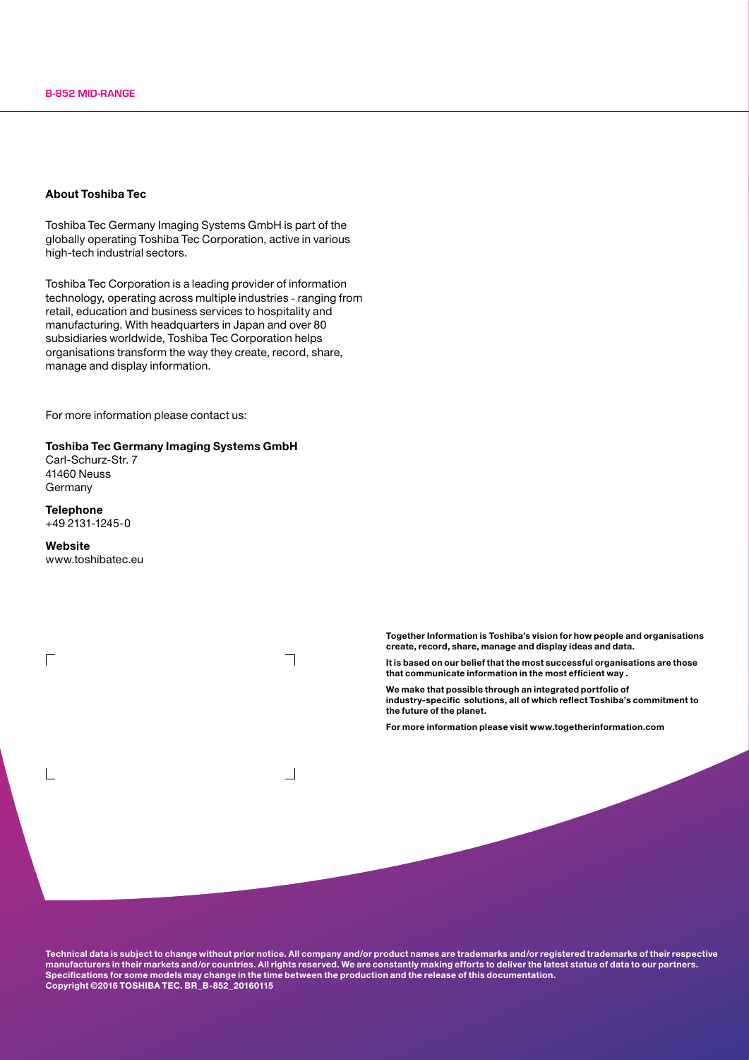## About Toshiba Tec

Toshiba Tec Germany Imaging Systems GmbH is part of the globally operating Toshiba Tec Corporation, active in various high-tech industrial sectors.

Toshiba Tec Corporation is a leading provider of information technology, operating across multiple industries - ranging from retail, education and business services to hospitality and manufacturing. With headquarters in Japan and over 80 subsidiaries worldwide, Toshiba Tec Corporation helps organisations transform the way they create, record, share, manage and display information.

For more information please contact us:

**Toshiba Tec Germany Imaging Systems GmbH**
Carl-Schurz-Str. 7
41460 Neuss
Germany

**Telephone**
+49 2131-1245-0

**Website**
www.toshibatec.eu

**Together Information is Toshiba's vision for how people and organisations create, record, share, manage and display ideas and data.**

**It is based on our belief that the most successful organisations are those that communicate information in the most efficient way .**

**We make that possible through an integrated portfolio of industry-specific solutions, all of which reflect Toshiba's commitment to the future of the planet.**

**For more information please visit www.togetherinformation.com**

**Technical data is subject to change without prior notice. All company and/or product names are trademarks and/or registered trademarks of their respective manufacturers in their markets and/or countries. All rights reserved. We are constantly making efforts to deliver the latest status of data to our partners. Specifications for some models may change in the time between the production and the release of this documentation.**
**Copyright ©2016 TOSHIBA TEC. BR_B-852_20160115**